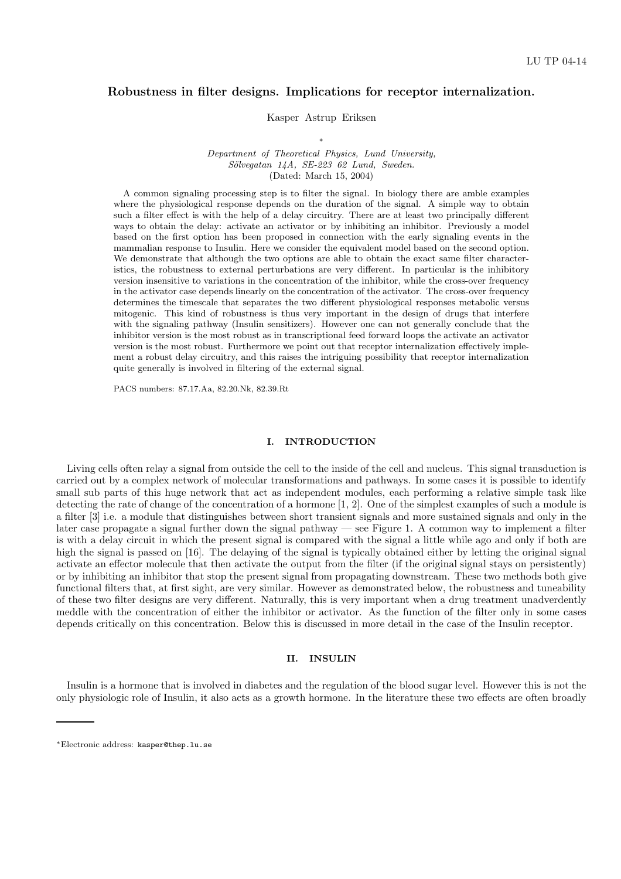LU TP 04-14

# Robustness in filter designs. Implications for receptor internalization.

Kasper Astrup Eriksen

*

*Department of Theoretical Physics, Lund University, Sölvegatan 14A, SE-223 62 Lund, Sweden.*
(Dated: March 15, 2004)

A common signaling processing step is to filter the signal. In biology there are amble examples where the physiological response depends on the duration of the signal. A simple way to obtain such a filter effect is with the help of a delay circuitry. There are at least two principally different ways to obtain the delay: activate an activator or by inhibiting an inhibitor. Previously a model based on the first option has been proposed in connection with the early signaling events in the mammalian response to Insulin. Here we consider the equivalent model based on the second option. We demonstrate that although the two options are able to obtain the exact same filter characteristics, the robustness to external perturbations are very different. In particular is the inhibitory version insensitive to variations in the concentration of the inhibitor, while the cross-over frequency in the activator case depends linearly on the concentration of the activator. The cross-over frequency determines the timescale that separates the two different physiological responses metabolic versus mitogenic. This kind of robustness is thus very important in the design of drugs that interfere with the signaling pathway (Insulin sensitizers). However one can not generally conclude that the inhibitor version is the most robust as in transcriptional feed forward loops the activate an activator version is the most robust. Furthermore we point out that receptor internalization effectively implement a robust delay circuitry, and this raises the intriguing possibility that receptor internalization quite generally is involved in filtering of the external signal.

PACS numbers: 87.17.Aa, 82.20.Nk, 82.39.Rt

## I. INTRODUCTION

Living cells often relay a signal from outside the cell to the inside of the cell and nucleus. This signal transduction is carried out by a complex network of molecular transformations and pathways. In some cases it is possible to identify small sub parts of this huge network that act as independent modules, each performing a relative simple task like detecting the rate of change of the concentration of a hormone [1, 2]. One of the simplest examples of such a module is a filter [3] i.e. a module that distinguishes between short transient signals and more sustained signals and only in the later case propagate a signal further down the signal pathway — see Figure 1. A common way to implement a filter is with a delay circuit in which the present signal is compared with the signal a little while ago and only if both are high the signal is passed on [16]. The delaying of the signal is typically obtained either by letting the original signal activate an effector molecule that then activate the output from the filter (if the original signal stays on persistently) or by inhibiting an inhibitor that stop the present signal from propagating downstream. These two methods both give functional filters that, at first sight, are very similar. However as demonstrated below, the robustness and tuneability of these two filter designs are very different. Naturally, this is very important when a drug treatment unadverdently meddle with the concentration of either the inhibitor or activator. As the function of the filter only in some cases depends critically on this concentration. Below this is discussed in more detail in the case of the Insulin receptor.

## II. INSULIN

Insulin is a hormone that is involved in diabetes and the regulation of the blood sugar level. However this is not the only physiologic role of Insulin, it also acts as a growth hormone. In the literature these two effects are often broadly

*Electronic address: kasper@thep.lu.se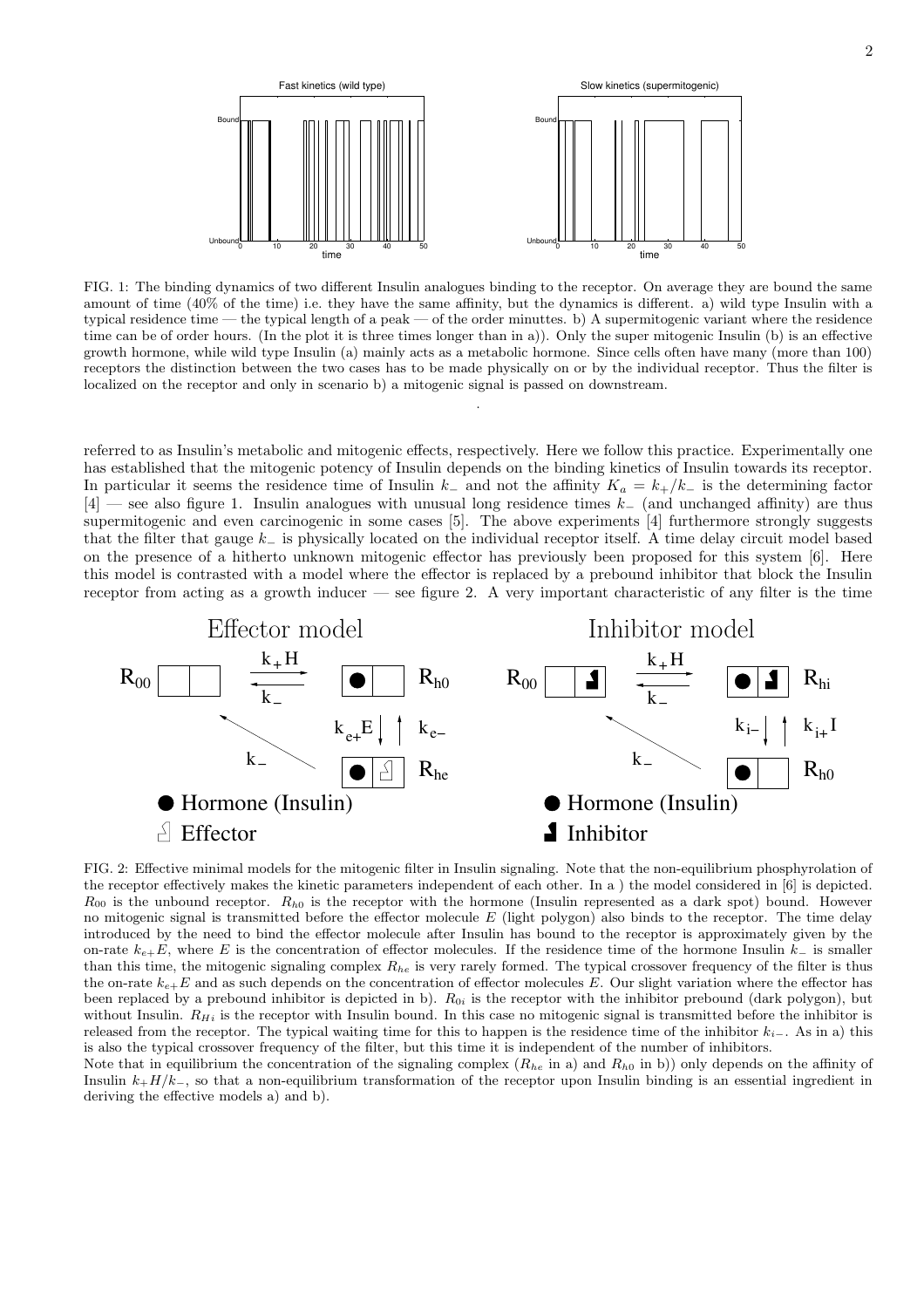FIG. 1: The binding dynamics of two different Insulin analogues binding to the receptor. On average they are bound the same amount of time (40% of the time) i.e. they have the same affinity, but the dynamics is different. a) wild type Insulin with a typical residence time — the typical length of a peak — of the order minuttes. b) A supermitogenic variant where the residence time can be of order hours. (In the plot it is three times longer than in a)). Only the super mitogenic Insulin (b) is an effective growth hormone, while wild type Insulin (a) mainly acts as a metabolic hormone. Since cells often have many (more than 100) receptors the distinction between the two cases has to be made physically on or by the individual receptor. Thus the filter is localized on the receptor and only in scenario b) a mitogenic signal is passed on downstream.

referred to as Insulin's metabolic and mitogenic effects, respectively. Here we follow this practice. Experimentally one has established that the mitogenic potency of Insulin depends on the binding kinetics of Insulin towards its receptor. In particular it seems the residence time of Insulin $k_-$ and not the affinity $K_a = k_+/k_-$ is the determining factor [4] — see also figure 1. Insulin analogues with unusual long residence times $k_-$ (and unchanged affinity) are thus supermitogenic and even carcinogenic in some cases [5]. The above experiments [4] furthermore strongly suggests that the filter that gauge $k_-$ is physically located on the individual receptor itself. A time delay circuit model based on the presence of a hitherto unknown mitogenic effector has previously been proposed for this system [6]. Here this model is contrasted with a model where the effector is replaced by a prebound inhibitor that block the Insulin receptor from acting as a growth inducer — see figure 2. A very important characteristic of any filter is the time

FIG. 2: Effective minimal models for the mitogenic filter in Insulin signaling. Note that the non-equilibrium phosphyrolation of the receptor effectively makes the kinetic parameters independent of each other. In a ) the model considered in [6] is depicted. $R_{00}$ is the unbound receptor. $R_{h0}$ is the receptor with the hormone (Insulin represented as a dark spot) bound. However no mitogenic signal is transmitted before the effector molecule $E$ (light polygon) also binds to the receptor. The time delay introduced by the need to bind the effector molecule after Insulin has bound to the receptor is approximately given by the on-rate $k_{e+}E$, where $E$ is the concentration of effector molecules. If the residence time of the hormone Insulin $k_-$ is smaller than this time, the mitogenic signaling complex $R_{he}$ is very rarely formed. The typical crossover frequency of the filter is thus the on-rate $k_{e+}E$ and as such depends on the concentration of effector molecules $E$. Our slight variation where the effector has been replaced by a prebound inhibitor is depicted in b). $R_{0i}$ is the receptor with the inhibitor prebound (dark polygon), but without Insulin. $R_{Hi}$ is the receptor with Insulin bound. In this case no mitogenic signal is transmitted before the inhibitor is released from the receptor. The typical waiting time for this to happen is the residence time of the inhibitor $k_{i-}$. As in a) this is also the typical crossover frequency of the filter, but this time it is independent of the number of inhibitors.
Note that in equilibrium the concentration of the signaling complex ($R_{he}$ in a) and $R_{h0}$ in b)) only depends on the affinity of Insulin $k_+H/k_-$, so that a non-equilibrium transformation of the receptor upon Insulin binding is an essential ingredient in deriving the effective models a) and b).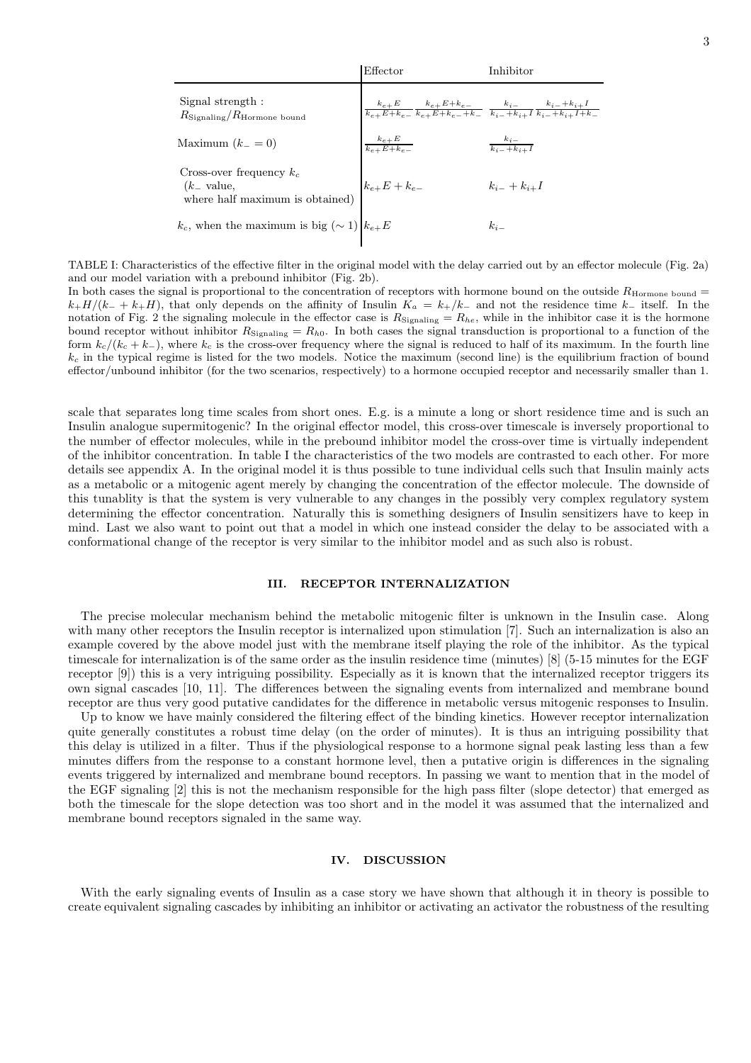| | Effector | Inhibitor |
|---|---|---|
| Signal strength : $R_{\text{Signaling}}/R_{\text{Hormone bound}}$ | $\frac{k_{e+}E}{k_{e+}E+k_{e-}} \frac{k_{e+}E+k_{e-}}{k_{e+}E+k_{e-}+k_{-}}$ | $\frac{k_{i-}}{k_{i-}+k_{i+}I} \frac{k_{i-}+k_{i+}I}{k_{i-}+k_{i+}I+k_{-}}$ |
| Maximum ($k_{-}=0$) | $\frac{k_{e+}E}{k_{e+}E+k_{e-}}$ | $\frac{k_{i-}}{k_{i-}+k_{i+}I}$ |
| Cross-over frequency $k_c$ ($k_{-}$ value, where half maximum is obtained) | $k_{e+}E + k_{e-}$ | $k_{i-} + k_{i+}I$ |
| $k_c$, when the maximum is big ($\sim 1$) | $k_{e+}E$ | $k_{i-}$ |

TABLE I: Characteristics of the effective filter in the original model with the delay carried out by an effector molecule (Fig. 2a) and our model variation with a prebound inhibitor (Fig. 2b).
In both cases the signal is proportional to the concentration of receptors with hormone bound on the outside $R_{\text{Hormone bound}} = k_{+}H/(k_{-}+k_{+}H)$, that only depends on the affinity of Insulin $K_a = k_{+}/k_{-}$ and not the residence time $k_{-}$ itself. In the notation of Fig. 2 the signaling molecule in the effector case is $R_{\text{Signaling}} = R_{he}$, while in the inhibitor case it is the hormone bound receptor without inhibitor $R_{\text{Signaling}} = R_{h0}$. In both cases the signal transduction is proportional to a function of the form $k_c/(k_c + k_{-})$, where $k_c$ is the cross-over frequency where the signal is reduced to half of its maximum. In the fourth line $k_c$ in the typical regime is listed for the two models. Notice the maximum (second line) is the equilibrium fraction of bound effector/unbound inhibitor (for the two scenarios, respectively) to a hormone occupied receptor and necessarily smaller than 1.

scale that separates long time scales from short ones. E.g. is a minute a long or short residence time and is such an Insulin analogue supermitogenic? In the original effector model, this cross-over timescale is inversely proportional to the number of effector molecules, while in the prebound inhibitor model the cross-over time is virtually independent of the inhibitor concentration. In table I the characteristics of the two models are contrasted to each other. For more details see appendix A. In the original model it is thus possible to tune individual cells such that Insulin mainly acts as a metabolic or a mitogenic agent merely by changing the concentration of the effector molecule. The downside of this tunablity is that the system is very vulnerable to any changes in the possibly very complex regulatory system determining the effector concentration. Naturally this is something designers of Insulin sensitizers have to keep in mind. Last we also want to point out that a model in which one instead consider the delay to be associated with a conformational change of the receptor is very similar to the inhibitor model and as such also is robust.

## III. RECEPTOR INTERNALIZATION

The precise molecular mechanism behind the metabolic mitogenic filter is unknown in the Insulin case. Along with many other receptors the Insulin receptor is internalized upon stimulation [7]. Such an internalization is also an example covered by the above model just with the membrane itself playing the role of the inhibitor. As the typical timescale for internalization is of the same order as the insulin residence time (minutes) [8] (5-15 minutes for the EGF receptor [9]) this is a very intriguing possibility. Especially as it is known that the internalized receptor triggers its own signal cascades [10, 11]. The differences between the signaling events from internalized and membrane bound receptor are thus very good putative candidates for the difference in metabolic versus mitogenic responses to Insulin.

Up to know we have mainly considered the filtering effect of the binding kinetics. However receptor internalization quite generally constitutes a robust time delay (on the order of minutes). It is thus an intriguing possibility that this delay is utilized in a filter. Thus if the physiological response to a hormone signal peak lasting less than a few minutes differs from the response to a constant hormone level, then a putative origin is differences in the signaling events triggered by internalized and membrane bound receptors. In passing we want to mention that in the model of the EGF signaling [2] this is not the mechanism responsible for the high pass filter (slope detector) that emerged as both the timescale for the slope detection was too short and in the model it was assumed that the internalized and membrane bound receptors signaled in the same way.

## IV. DISCUSSION

With the early signaling events of Insulin as a case story we have shown that although it in theory is possible to create equivalent signaling cascades by inhibiting an inhibitor or activating an activator the robustness of the resulting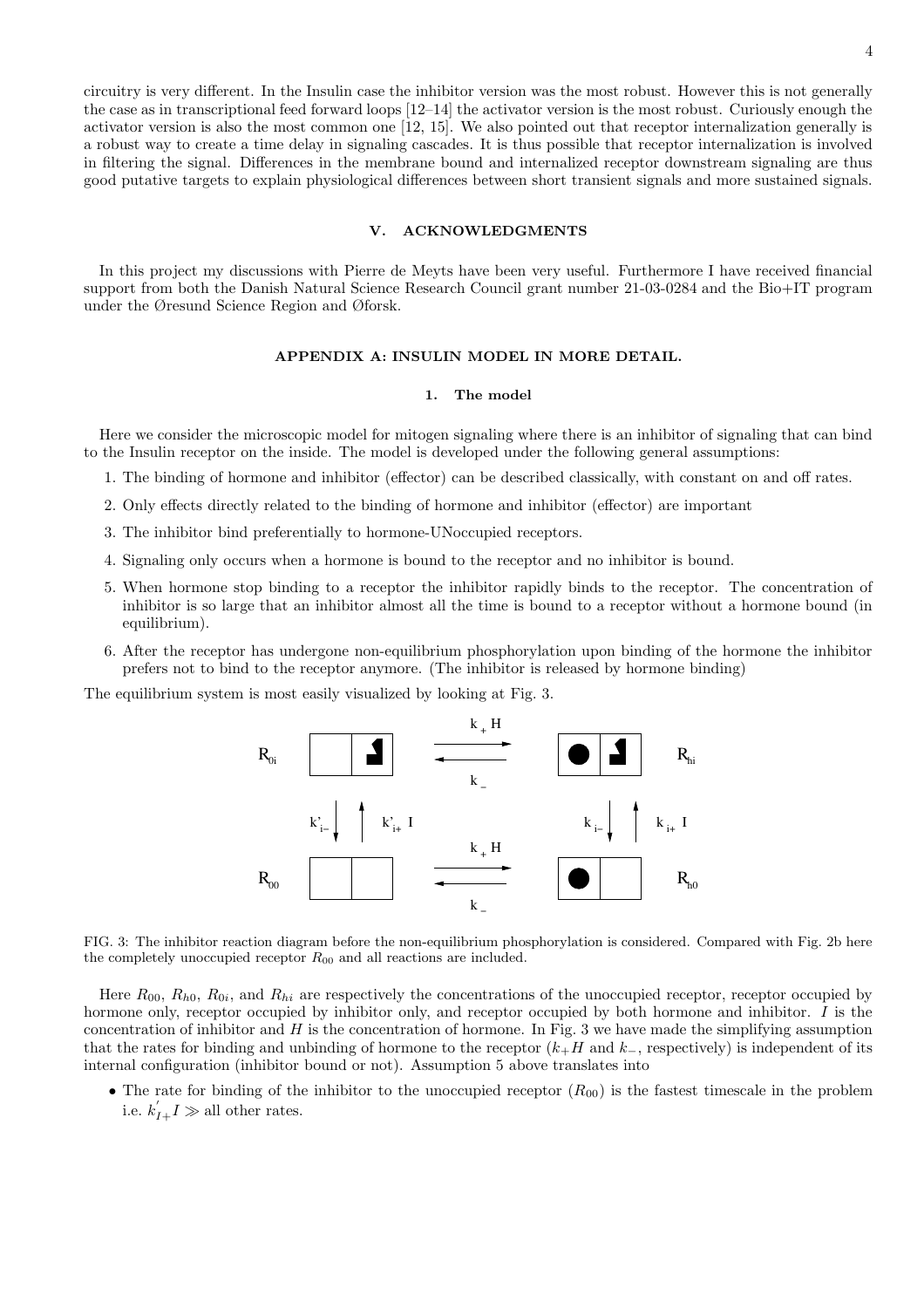circuitry is very different. In the Insulin case the inhibitor version was the most robust. However this is not generally the case as in transcriptional feed forward loops [12–14] the activator version is the most robust. Curiously enough the activator version is also the most common one [12, 15]. We also pointed out that receptor internalization generally is a robust way to create a time delay in signaling cascades. It is thus possible that receptor internalization is involved in filtering the signal. Differences in the membrane bound and internalized receptor downstream signaling are thus good putative targets to explain physiological differences between short transient signals and more sustained signals.

## V. ACKNOWLEDGMENTS

In this project my discussions with Pierre de Meyts have been very useful. Furthermore I have received financial support from both the Danish Natural Science Research Council grant number 21-03-0284 and the Bio+IT program under the Øresund Science Region and Øforsk.

## APPENDIX A: INSULIN MODEL IN MORE DETAIL.

### 1. The model

Here we consider the microscopic model for mitogen signaling where there is an inhibitor of signaling that can bind to the Insulin receptor on the inside. The model is developed under the following general assumptions:

1. The binding of hormone and inhibitor (effector) can be described classically, with constant on and off rates.
2. Only effects directly related to the binding of hormone and inhibitor (effector) are important
3. The inhibitor bind preferentially to hormone-UNoccupied receptors.
4. Signaling only occurs when a hormone is bound to the receptor and no inhibitor is bound.
5. When hormone stop binding to a receptor the inhibitor rapidly binds to the receptor. The concentration of inhibitor is so large that an inhibitor almost all the time is bound to a receptor without a hormone bound (in equilibrium).
6. After the receptor has undergone non-equilibrium phosphorylation upon binding of the hormone the inhibitor prefers not to bind to the receptor anymore. (The inhibitor is released by hormone binding)

The equilibrium system is most easily visualized by looking at Fig. 3.

FIG. 3: The inhibitor reaction diagram before the non-equilibrium phosphorylation is considered. Compared with Fig. 2b here the completely unoccupied receptor $R_{00}$ and all reactions are included.

Here $R_{00}$, $R_{h0}$, $R_{0i}$, and $R_{hi}$ are respectively the concentrations of the unoccupied receptor, receptor occupied by hormone only, receptor occupied by inhibitor only, and receptor occupied by both hormone and inhibitor. $I$ is the concentration of inhibitor and $H$ is the concentration of hormone. In Fig. 3 we have made the simplifying assumption that the rates for binding and unbinding of hormone to the receptor ($k_+H$ and $k_-$, respectively) is independent of its internal configuration (inhibitor bound or not). Assumption 5 above translates into

- The rate for binding of the inhibitor to the unoccupied receptor ($R_{00}$) is the fastest timescale in the problem i.e. $k^{'}_{I+}I \gg$ all other rates.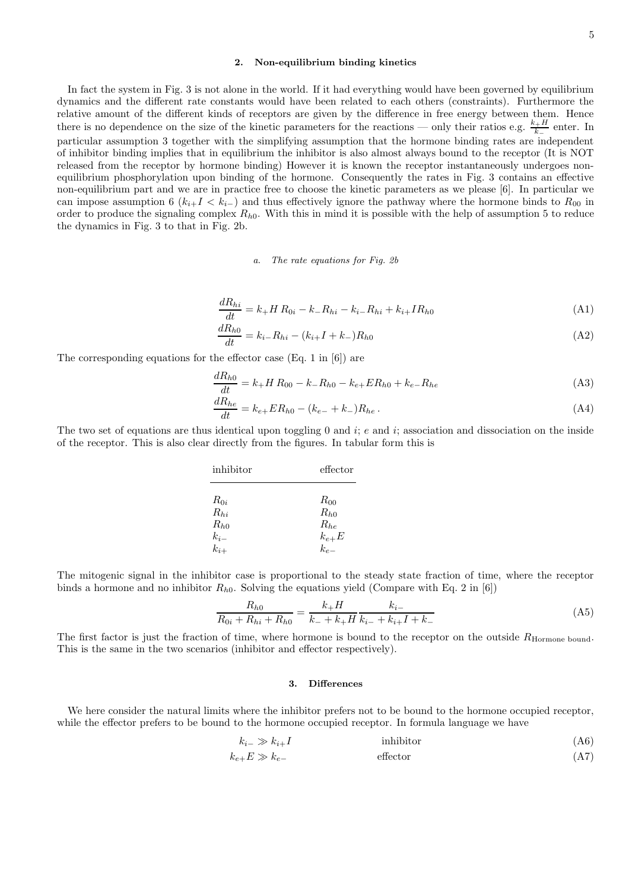### 2. Non-equilibrium binding kinetics

In fact the system in Fig. 3 is not alone in the world. If it had everything would have been governed by equilibrium dynamics and the different rate constants would have been related to each others (constraints). Furthermore the relative amount of the different kinds of receptors are given by the difference in free energy between them. Hence there is no dependence on the size of the kinetic parameters for the reactions — only their ratios e.g. $\frac{k_+ H}{k_-}$ enter. In particular assumption 3 together with the simplifying assumption that the hormone binding rates are independent of inhibitor binding implies that in equilibrium the inhibitor is also almost always bound to the receptor (It is NOT released from the receptor by hormone binding) However it is known the receptor instantaneously undergoes non-equilibrium phosphorylation upon binding of the hormone. Consequently the rates in Fig. 3 contains an effective non-equilibrium part and we are in practice free to choose the kinetic parameters as we please [6]. In particular we can impose assumption 6 ($k_{i+}I < k_{i-}$) and thus effectively ignore the pathway where the hormone binds to $R_{00}$ in order to produce the signaling complex $R_{h0}$. With this in mind it is possible with the help of assumption 5 to reduce the dynamics in Fig. 3 to that in Fig. 2b.

#### *a. The rate equations for Fig. 2b*

$$\frac{dR_{hi}}{dt} = k_+ H\, R_{0i} - k_- R_{hi} - k_{i-} R_{hi} + k_{i+} I R_{h0} \tag{A1}$$

$$\frac{dR_{h0}}{dt} = k_{i-} R_{hi} - (k_{i+} I + k_-) R_{h0} \tag{A2}$$

The corresponding equations for the effector case (Eq. 1 in [6]) are

$$\frac{dR_{h0}}{dt} = k_+ H\, R_{00} - k_- R_{h0} - k_{e+} E R_{h0} + k_{e-} R_{he} \tag{A3}$$

$$\frac{dR_{he}}{dt} = k_{e+} E R_{h0} - (k_{e-} + k_-) R_{he}\,. \tag{A4}$$

The two set of equations are thus identical upon toggling 0 and $i$; $e$ and $i$; association and dissociation on the inside of the receptor. This is also clear directly from the figures. In tabular form this is

| inhibitor | effector |
|---|---|
| $R_{0i}$ | $R_{00}$ |
| $R_{hi}$ | $R_{h0}$ |
| $R_{h0}$ | $R_{he}$ |
| $k_{i-}$ | $k_{e+}E$ |
| $k_{i+}$ | $k_{e-}$ |

The mitogenic signal in the inhibitor case is proportional to the steady state fraction of time, where the receptor binds a hormone and no inhibitor $R_{h0}$. Solving the equations yield (Compare with Eq. 2 in [6])

$$\frac{R_{h0}}{R_{0i} + R_{hi} + R_{h0}} = \frac{k_+ H}{k_- + k_+ H} \frac{k_{i-}}{k_{i-} + k_{i+} I + k_-} \tag{A5}$$

The first factor is just the fraction of time, where hormone is bound to the receptor on the outside $R_{\text{Hormone bound}}$. This is the same in the two scenarios (inhibitor and effector respectively).

### 3. Differences

We here consider the natural limits where the inhibitor prefers not to be bound to the hormone occupied receptor, while the effector prefers to be bound to the hormone occupied receptor. In formula language we have

$$k_{i-} \gg k_{i+} I \qquad \text{inhibitor} \tag{A6}$$

$$k_{e+} E \gg k_{e-} \qquad \text{effector} \tag{A7}$$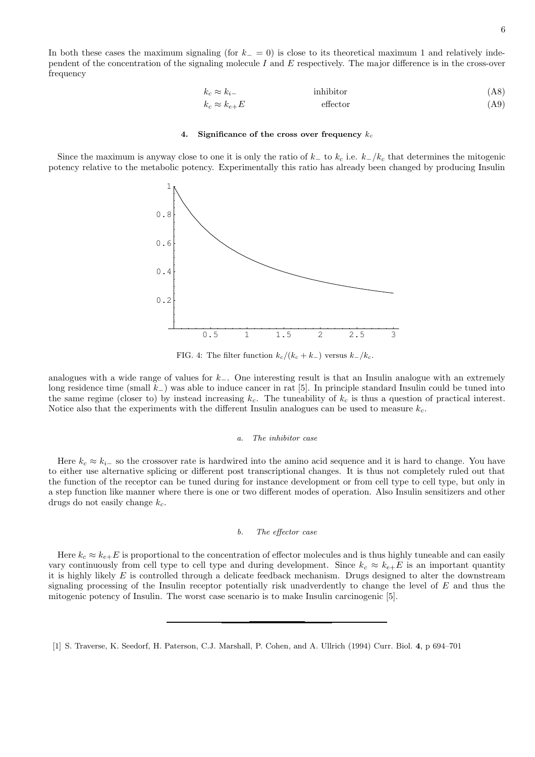In both these cases the maximum signaling (for $k_- = 0$) is close to its theoretical maximum 1 and relatively independent of the concentration of the signaling molecule $I$ and $E$ respectively. The major difference is in the cross-over frequency

$$k_c \approx k_{i-} \qquad \text{inhibitor} \tag{A8}$$

$$k_c \approx k_{e+}E \qquad \text{effector} \tag{A9}$$

#### 4. Significance of the cross over frequency $k_c$

Since the maximum is anyway close to one it is only the ratio of $k_-$ to $k_c$ i.e. $k_-/k_c$ that determines the mitogenic potency relative to the metabolic potency. Experimentally this ratio has already been changed by producing Insulin analogues with a wide range of values for $k_-$. One interesting result is that an Insulin analogue with an extremely long residence time (small $k_-$) was able to induce cancer in rat [5]. In principle standard Insulin could be tuned into the same regime (closer to) by instead increasing $k_c$. The tuneability of $k_c$ is thus a question of practical interest. Notice also that the experiments with the different Insulin analogues can be used to measure $k_c$.

FIG. 4: The filter function $k_c/(k_c + k_-)$ versus $k_-/k_c$.

##### a. *The inhibitor case*

Here $k_c \approx k_{i-}$ so the crossover rate is hardwired into the amino acid sequence and it is hard to change. You have to either use alternative splicing or different post transcriptional changes. It is thus not completely ruled out that the function of the receptor can be tuned during for instance development or from cell type to cell type, but only in a step function like manner where there is one or two different modes of operation. Also Insulin sensitizers and other drugs do not easily change $k_c$.

##### b. *The effector case*

Here $k_c \approx k_{e+}E$ is proportional to the concentration of effector molecules and is thus highly tuneable and can easily vary continuously from cell type to cell type and during development. Since $k_c \approx k_{e+}E$ is an important quantity it is highly likely $E$ is controlled through a delicate feedback mechanism. Drugs designed to alter the downstream signaling processing of the Insulin receptor potentially risk unadverdently to change the level of $E$ and thus the mitogenic potency of Insulin. The worst case scenario is to make Insulin carcinogenic [5].

---

[1] S. Traverse, K. Seedorf, H. Paterson, C.J. Marshall, P. Cohen, and A. Ullrich (1994) Curr. Biol. **4**, p 694–701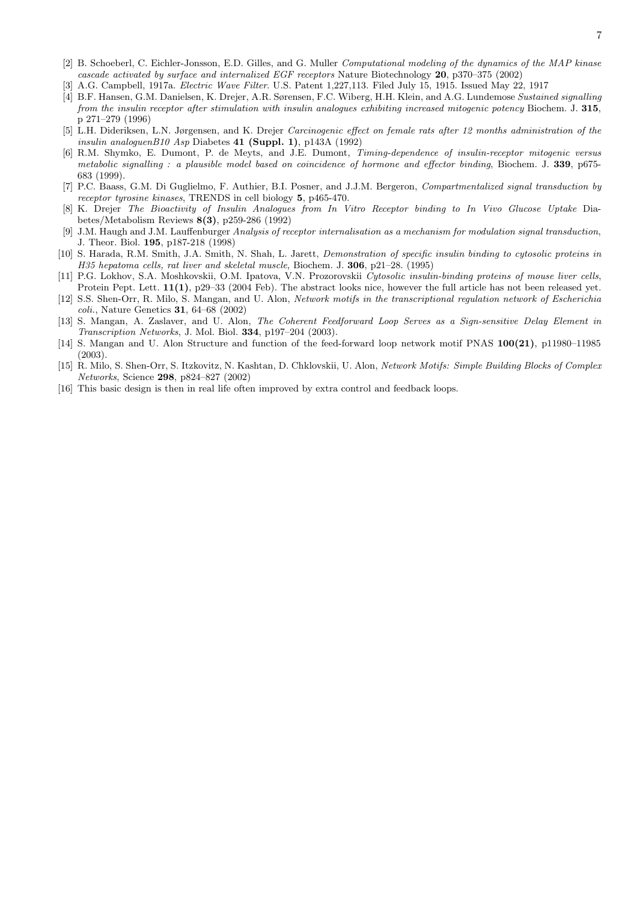[2] B. Schoeberl, C. Eichler-Jonsson, E.D. Gilles, and G. Muller *Computational modeling of the dynamics of the MAP kinase cascade activated by surface and internalized EGF receptors* Nature Biotechnology **20**, p370–375 (2002)

[3] A.G. Campbell, 1917a. *Electric Wave Filter*. U.S. Patent 1,227,113. Filed July 15, 1915. Issued May 22, 1917

[4] B.F. Hansen, G.M. Danielsen, K. Drejer, A.R. Sørensen, F.C. Wiberg, H.H. Klein, and A.G. Lundemose *Sustained signalling from the insulin receptor after stimulation with insulin analogues exhibiting increased mitogenic potency* Biochem. J. **315**, p 271–279 (1996)

[5] L.H. Dideriksen, L.N. Jørgensen, and K. Drejer *Carcinogenic effect on female rats after 12 months administration of the insulin analoguenB10 Asp* Diabetes **41 (Suppl. 1)**, p143A (1992)

[6] R.M. Shymko, E. Dumont, P. de Meyts, and J.E. Dumont, *Timing-dependence of insulin-receptor mitogenic versus metabolic signalling : a plausible model based on coincidence of hormone and effector binding*, Biochem. J. **339**, p675-683 (1999).

[7] P.C. Baass, G.M. Di Guglielmo, F. Authier, B.I. Posner, and J.J.M. Bergeron, *Compartmentalized signal transduction by receptor tyrosine kinases*, TRENDS in cell biology **5**, p465-470.

[8] K. Drejer *The Bioactivity of Insulin Analogues from In Vitro Receptor binding to In Vivo Glucose Uptake* Diabetes/Metabolism Reviews **8(3)**, p259-286 (1992)

[9] J.M. Haugh and J.M. Lauffenburger *Analysis of receptor internalisation as a mechanism for modulation signal transduction*, J. Theor. Biol. **195**, p187-218 (1998)

[10] S. Harada, R.M. Smith, J.A. Smith, N. Shah, L. Jarett, *Demonstration of specific insulin binding to cytosolic proteins in H35 hepatoma cells, rat liver and skeletal muscle*, Biochem. J. **306**, p21–28. (1995)

[11] P.G. Lokhov, S.A. Moshkovskii, O.M. Ipatova, V.N. Prozorovskii *Cytosolic insulin-binding proteins of mouse liver cells*, Protein Pept. Lett. **11(1)**, p29–33 (2004 Feb). The abstract looks nice, however the full article has not been released yet.

[12] S.S. Shen-Orr, R. Milo, S. Mangan, and U. Alon, *Network motifs in the transcriptional regulation network of Escherichia coli.*, Nature Genetics **31**, 64–68 (2002)

[13] S. Mangan, A. Zaslaver, and U. Alon, *The Coherent Feedforward Loop Serves as a Sign-sensitive Delay Element in Transcription Networks*, J. Mol. Biol. **334**, p197–204 (2003).

[14] S. Mangan and U. Alon Structure and function of the feed-forward loop network motif PNAS **100(21)**, p11980–11985 (2003).

[15] R. Milo, S. Shen-Orr, S. Itzkovitz, N. Kashtan, D. Chklovskii, U. Alon, *Network Motifs: Simple Building Blocks of Complex Networks*, Science **298**, p824–827 (2002)

[16] This basic design is then in real life often improved by extra control and feedback loops.